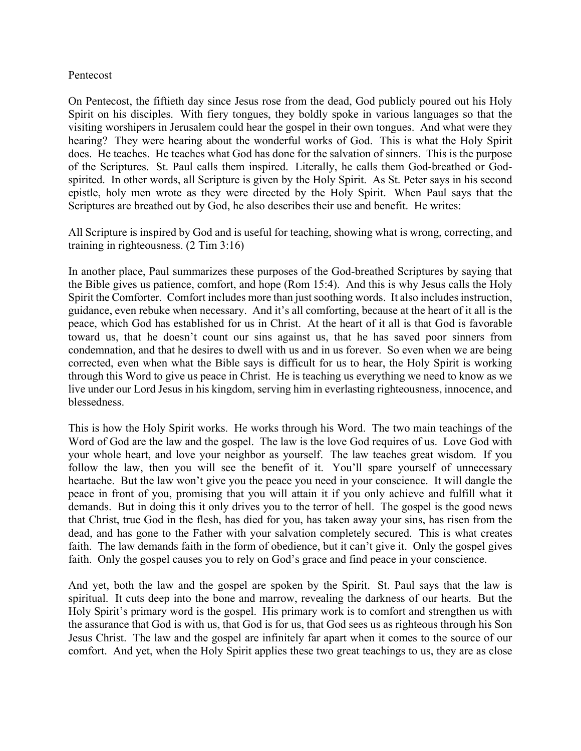# Pentecost

On Pentecost, the fiftieth day since Jesus rose from the dead, God publicly poured out his Holy Spirit on his disciples. With fiery tongues, they boldly spoke in various languages so that the visiting worshipers in Jerusalem could hear the gospel in their own tongues. And what were they hearing? They were hearing about the wonderful works of God. This is what the Holy Spirit does. He teaches. He teaches what God has done for the salvation of sinners. This is the purpose of the Scriptures. St. Paul calls them inspired. Literally, he calls them God-breathed or God-spirited. In other words, all Scripture is given by the Holy Spirit. As St. Peter says in his second epistle, holy men wrote as they were directed by the Holy Spirit. When Paul says that the Scriptures are breathed out by God, he also describes their use and benefit. He writes:

All Scripture is inspired by God and is useful for teaching, showing what is wrong, correcting, and training in righteousness. (2 Tim 3:16)

In another place, Paul summarizes these purposes of the God-breathed Scriptures by saying that the Bible gives us patience, comfort, and hope (Rom 15:4). And this is why Jesus calls the Holy Spirit the Comforter. Comfort includes more than just soothing words. It also includes instruction, guidance, even rebuke when necessary. And it's all comforting, because at the heart of it all is the peace, which God has established for us in Christ. At the heart of it all is that God is favorable toward us, that he doesn't count our sins against us, that he has saved poor sinners from condemnation, and that he desires to dwell with us and in us forever. So even when we are being corrected, even when what the Bible says is difficult for us to hear, the Holy Spirit is working through this Word to give us peace in Christ. He is teaching us everything we need to know as we live under our Lord Jesus in his kingdom, serving him in everlasting righteousness, innocence, and blessedness.

This is how the Holy Spirit works. He works through his Word. The two main teachings of the Word of God are the law and the gospel. The law is the love God requires of us. Love God with your whole heart, and love your neighbor as yourself. The law teaches great wisdom. If you follow the law, then you will see the benefit of it. You'll spare yourself of unnecessary heartache. But the law won't give you the peace you need in your conscience. It will dangle the peace in front of you, promising that you will attain it if you only achieve and fulfill what it demands. But in doing this it only drives you to the terror of hell. The gospel is the good news that Christ, true God in the flesh, has died for you, has taken away your sins, has risen from the dead, and has gone to the Father with your salvation completely secured. This is what creates faith. The law demands faith in the form of obedience, but it can't give it. Only the gospel gives faith. Only the gospel causes you to rely on God's grace and find peace in your conscience.

And yet, both the law and the gospel are spoken by the Spirit. St. Paul says that the law is spiritual. It cuts deep into the bone and marrow, revealing the darkness of our hearts. But the Holy Spirit's primary word is the gospel. His primary work is to comfort and strengthen us with the assurance that God is with us, that God is for us, that God sees us as righteous through his Son Jesus Christ. The law and the gospel are infinitely far apart when it comes to the source of our comfort. And yet, when the Holy Spirit applies these two great teachings to us, they are as close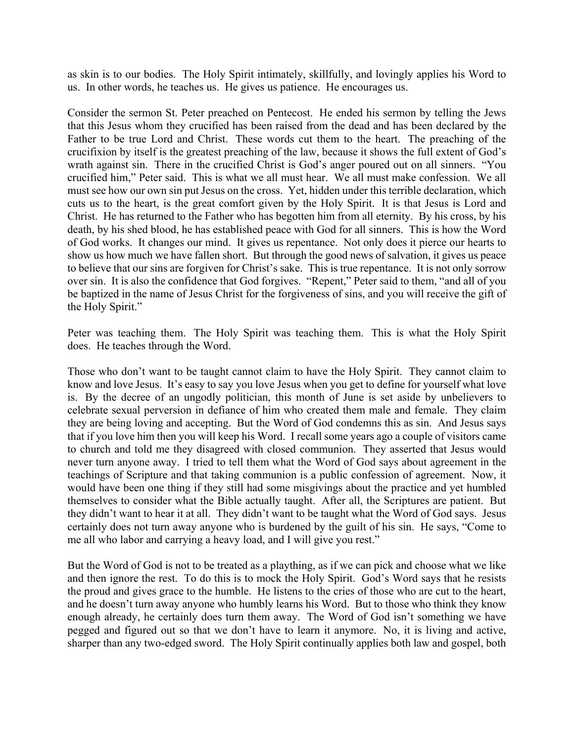as skin is to our bodies. The Holy Spirit intimately, skillfully, and lovingly applies his Word to us. In other words, he teaches us. He gives us patience. He encourages us.

Consider the sermon St. Peter preached on Pentecost. He ended his sermon by telling the Jews that this Jesus whom they crucified has been raised from the dead and has been declared by the Father to be true Lord and Christ. These words cut them to the heart. The preaching of the crucifixion by itself is the greatest preaching of the law, because it shows the full extent of God's wrath against sin. There in the crucified Christ is God's anger poured out on all sinners. "You crucified him," Peter said. This is what we all must hear. We all must make confession. We all must see how our own sin put Jesus on the cross. Yet, hidden under this terrible declaration, which cuts us to the heart, is the great comfort given by the Holy Spirit. It is that Jesus is Lord and Christ. He has returned to the Father who has begotten him from all eternity. By his cross, by his death, by his shed blood, he has established peace with God for all sinners. This is how the Word of God works. It changes our mind. It gives us repentance. Not only does it pierce our hearts to show us how much we have fallen short. But through the good news of salvation, it gives us peace to believe that our sins are forgiven for Christ's sake. This is true repentance. It is not only sorrow over sin. It is also the confidence that God forgives. "Repent," Peter said to them, "and all of you be baptized in the name of Jesus Christ for the forgiveness of sins, and you will receive the gift of the Holy Spirit."

Peter was teaching them. The Holy Spirit was teaching them. This is what the Holy Spirit does. He teaches through the Word.

Those who don't want to be taught cannot claim to have the Holy Spirit. They cannot claim to know and love Jesus. It's easy to say you love Jesus when you get to define for yourself what love is. By the decree of an ungodly politician, this month of June is set aside by unbelievers to celebrate sexual perversion in defiance of him who created them male and female. They claim they are being loving and accepting. But the Word of God condemns this as sin. And Jesus says that if you love him then you will keep his Word. I recall some years ago a couple of visitors came to church and told me they disagreed with closed communion. They asserted that Jesus would never turn anyone away. I tried to tell them what the Word of God says about agreement in the teachings of Scripture and that taking communion is a public confession of agreement. Now, it would have been one thing if they still had some misgivings about the practice and yet humbled themselves to consider what the Bible actually taught. After all, the Scriptures are patient. But they didn't want to hear it at all. They didn't want to be taught what the Word of God says. Jesus certainly does not turn away anyone who is burdened by the guilt of his sin. He says, "Come to me all who labor and carrying a heavy load, and I will give you rest."

But the Word of God is not to be treated as a plaything, as if we can pick and choose what we like and then ignore the rest. To do this is to mock the Holy Spirit. God's Word says that he resists the proud and gives grace to the humble. He listens to the cries of those who are cut to the heart, and he doesn't turn away anyone who humbly learns his Word. But to those who think they know enough already, he certainly does turn them away. The Word of God isn't something we have pegged and figured out so that we don't have to learn it anymore. No, it is living and active, sharper than any two-edged sword. The Holy Spirit continually applies both law and gospel, both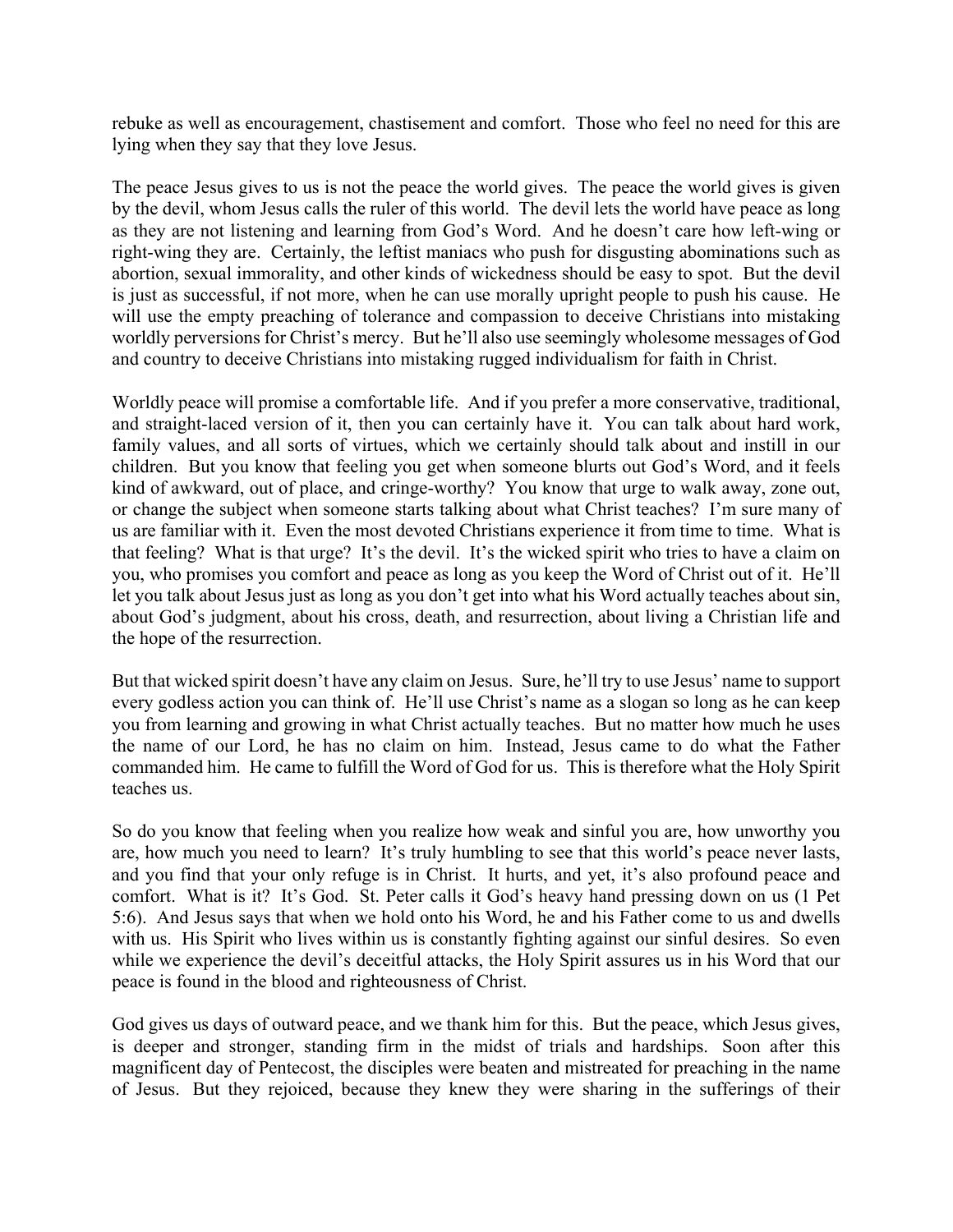rebuke as well as encouragement, chastisement and comfort. Those who feel no need for this are lying when they say that they love Jesus.

The peace Jesus gives to us is not the peace the world gives. The peace the world gives is given by the devil, whom Jesus calls the ruler of this world. The devil lets the world have peace as long as they are not listening and learning from God's Word. And he doesn't care how left-wing or right-wing they are. Certainly, the leftist maniacs who push for disgusting abominations such as abortion, sexual immorality, and other kinds of wickedness should be easy to spot. But the devil is just as successful, if not more, when he can use morally upright people to push his cause. He will use the empty preaching of tolerance and compassion to deceive Christians into mistaking worldly perversions for Christ's mercy. But he'll also use seemingly wholesome messages of God and country to deceive Christians into mistaking rugged individualism for faith in Christ.

Worldly peace will promise a comfortable life. And if you prefer a more conservative, traditional, and straight-laced version of it, then you can certainly have it. You can talk about hard work, family values, and all sorts of virtues, which we certainly should talk about and instill in our children. But you know that feeling you get when someone blurts out God's Word, and it feels kind of awkward, out of place, and cringe-worthy? You know that urge to walk away, zone out, or change the subject when someone starts talking about what Christ teaches? I'm sure many of us are familiar with it. Even the most devoted Christians experience it from time to time. What is that feeling? What is that urge? It's the devil. It's the wicked spirit who tries to have a claim on you, who promises you comfort and peace as long as you keep the Word of Christ out of it. He'll let you talk about Jesus just as long as you don't get into what his Word actually teaches about sin, about God's judgment, about his cross, death, and resurrection, about living a Christian life and the hope of the resurrection.

But that wicked spirit doesn't have any claim on Jesus. Sure, he'll try to use Jesus' name to support every godless action you can think of. He'll use Christ's name as a slogan so long as he can keep you from learning and growing in what Christ actually teaches. But no matter how much he uses the name of our Lord, he has no claim on him. Instead, Jesus came to do what the Father commanded him. He came to fulfill the Word of God for us. This is therefore what the Holy Spirit teaches us.

So do you know that feeling when you realize how weak and sinful you are, how unworthy you are, how much you need to learn? It's truly humbling to see that this world's peace never lasts, and you find that your only refuge is in Christ. It hurts, and yet, it's also profound peace and comfort. What is it? It's God. St. Peter calls it God's heavy hand pressing down on us (1 Pet 5:6). And Jesus says that when we hold onto his Word, he and his Father come to us and dwells with us. His Spirit who lives within us is constantly fighting against our sinful desires. So even while we experience the devil's deceitful attacks, the Holy Spirit assures us in his Word that our peace is found in the blood and righteousness of Christ.

God gives us days of outward peace, and we thank him for this. But the peace, which Jesus gives, is deeper and stronger, standing firm in the midst of trials and hardships. Soon after this magnificent day of Pentecost, the disciples were beaten and mistreated for preaching in the name of Jesus. But they rejoiced, because they knew they were sharing in the sufferings of their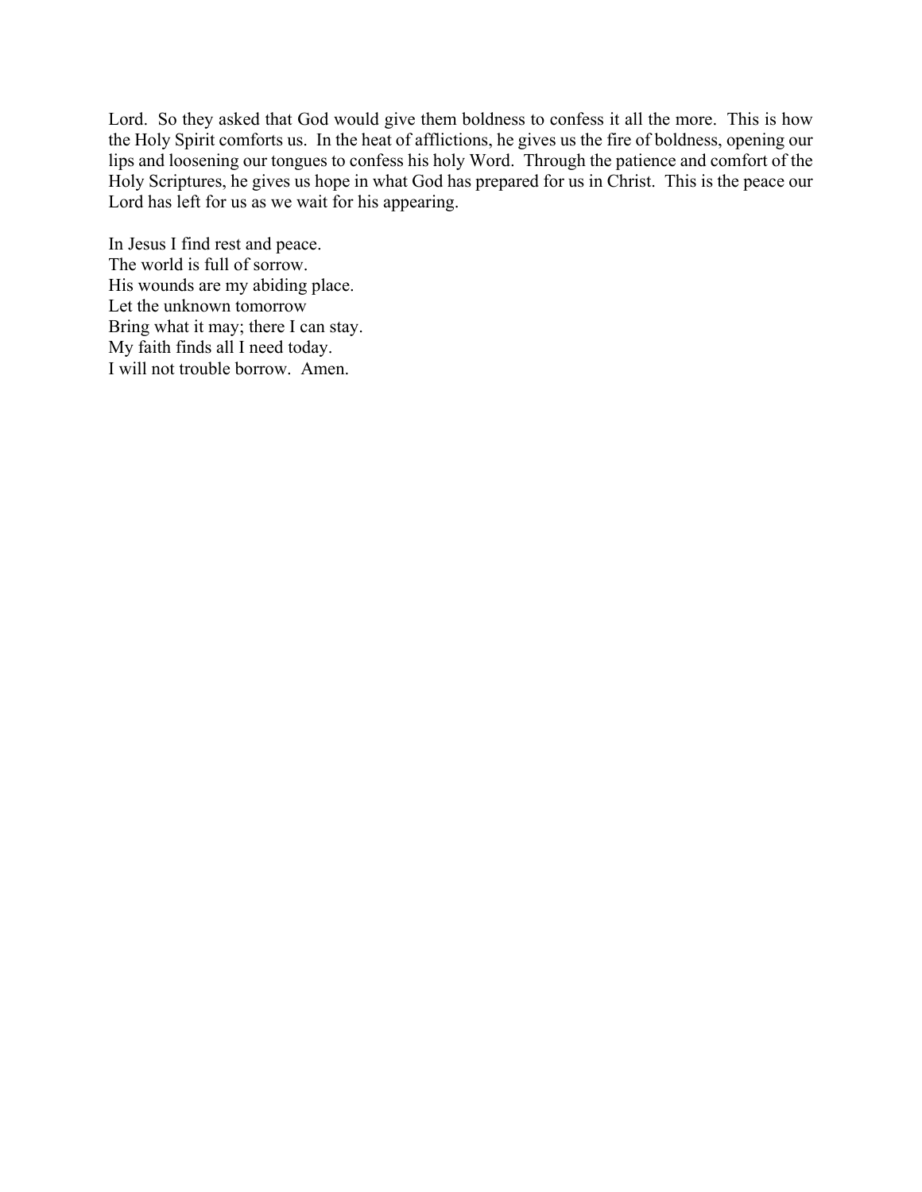Lord. So they asked that God would give them boldness to confess it all the more. This is how the Holy Spirit comforts us. In the heat of afflictions, he gives us the fire of boldness, opening our lips and loosening our tongues to confess his holy Word. Through the patience and comfort of the Holy Scriptures, he gives us hope in what God has prepared for us in Christ. This is the peace our Lord has left for us as we wait for his appearing.

In Jesus I find rest and peace.  
The world is full of sorrow.  
His wounds are my abiding place.  
Let the unknown tomorrow  
Bring what it may; there I can stay.  
My faith finds all I need today.  
I will not trouble borrow. Amen.